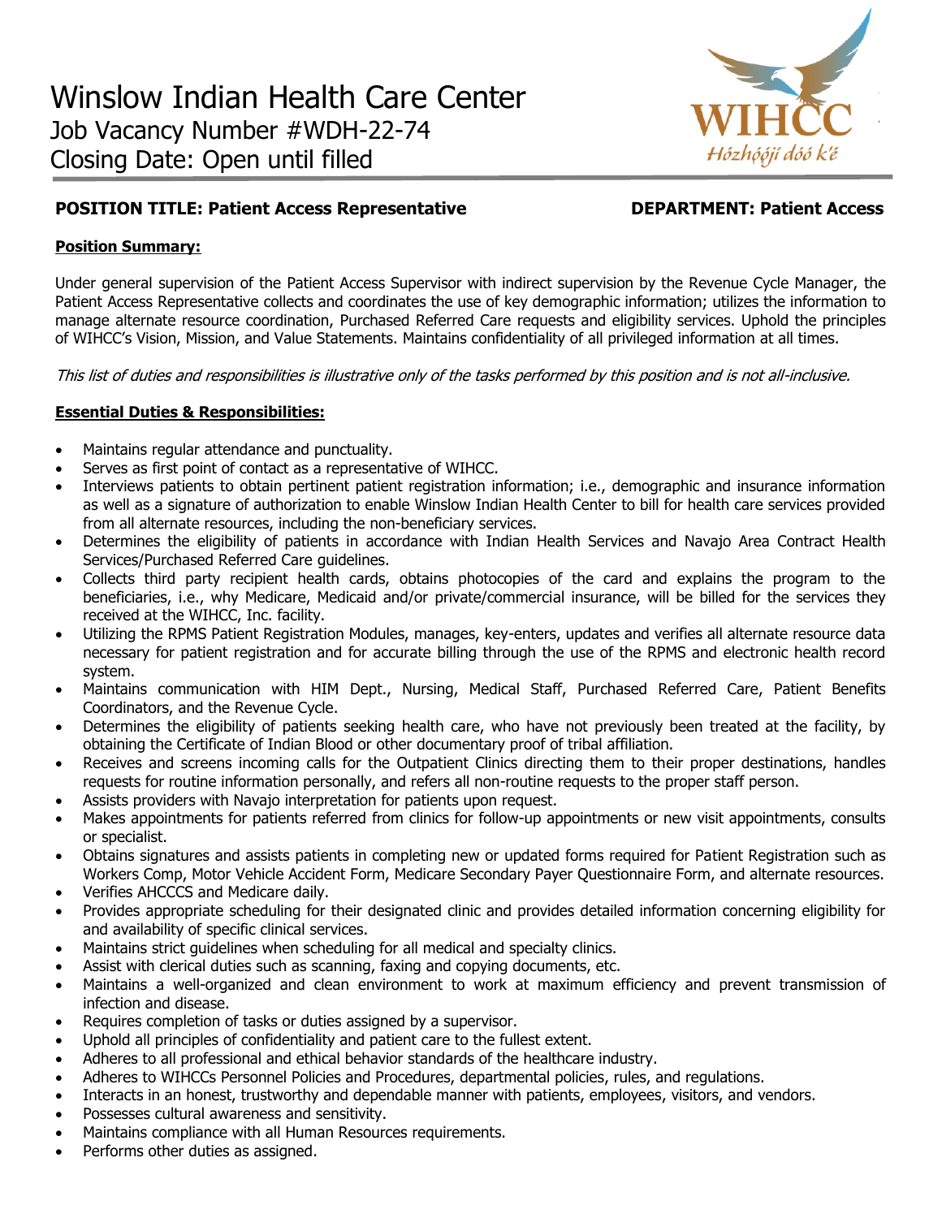# Winslow Indian Health Care Center

Job Vacancy Number #WDH-22-74

Closing Date: Open until filled

WIHCC

Hózhóójí dóó k'é

**POSITION TITLE: Patient Access Representative** **DEPARTMENT: Patient Access**

**Position Summary:**

Under general supervision of the Patient Access Supervisor with indirect supervision by the Revenue Cycle Manager, the Patient Access Representative collects and coordinates the use of key demographic information; utilizes the information to manage alternate resource coordination, Purchased Referred Care requests and eligibility services. Uphold the principles of WIHCC's Vision, Mission, and Value Statements. Maintains confidentiality of all privileged information at all times.

*This list of duties and responsibilities is illustrative only of the tasks performed by this position and is not all-inclusive.*

**Essential Duties & Responsibilities:**

- Maintains regular attendance and punctuality.
- Serves as first point of contact as a representative of WIHCC.
- Interviews patients to obtain pertinent patient registration information; i.e., demographic and insurance information as well as a signature of authorization to enable Winslow Indian Health Center to bill for health care services provided from all alternate resources, including the non-beneficiary services.
- Determines the eligibility of patients in accordance with Indian Health Services and Navajo Area Contract Health Services/Purchased Referred Care guidelines.
- Collects third party recipient health cards, obtains photocopies of the card and explains the program to the beneficiaries, i.e., why Medicare, Medicaid and/or private/commercial insurance, will be billed for the services they received at the WIHCC, Inc. facility.
- Utilizing the RPMS Patient Registration Modules, manages, key-enters, updates and verifies all alternate resource data necessary for patient registration and for accurate billing through the use of the RPMS and electronic health record system.
- Maintains communication with HIM Dept., Nursing, Medical Staff, Purchased Referred Care, Patient Benefits Coordinators, and the Revenue Cycle.
- Determines the eligibility of patients seeking health care, who have not previously been treated at the facility, by obtaining the Certificate of Indian Blood or other documentary proof of tribal affiliation.
- Receives and screens incoming calls for the Outpatient Clinics directing them to their proper destinations, handles requests for routine information personally, and refers all non-routine requests to the proper staff person.
- Assists providers with Navajo interpretation for patients upon request.
- Makes appointments for patients referred from clinics for follow-up appointments or new visit appointments, consults or specialist.
- Obtains signatures and assists patients in completing new or updated forms required for Patient Registration such as Workers Comp, Motor Vehicle Accident Form, Medicare Secondary Payer Questionnaire Form, and alternate resources.
- Verifies AHCCCS and Medicare daily.
- Provides appropriate scheduling for their designated clinic and provides detailed information concerning eligibility for and availability of specific clinical services.
- Maintains strict guidelines when scheduling for all medical and specialty clinics.
- Assist with clerical duties such as scanning, faxing and copying documents, etc.
- Maintains a well-organized and clean environment to work at maximum efficiency and prevent transmission of infection and disease.
- Requires completion of tasks or duties assigned by a supervisor.
- Uphold all principles of confidentiality and patient care to the fullest extent.
- Adheres to all professional and ethical behavior standards of the healthcare industry.
- Adheres to WIHCCs Personnel Policies and Procedures, departmental policies, rules, and regulations.
- Interacts in an honest, trustworthy and dependable manner with patients, employees, visitors, and vendors.
- Possesses cultural awareness and sensitivity.
- Maintains compliance with all Human Resources requirements.
- Performs other duties as assigned.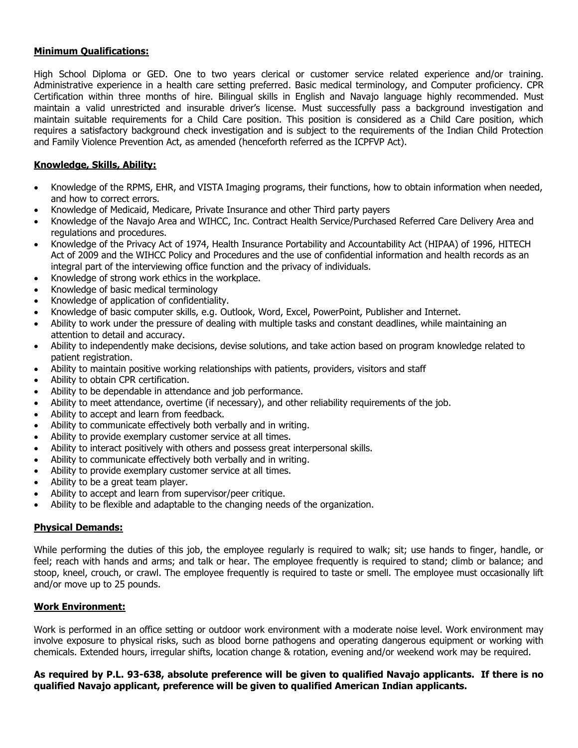## Minimum Qualifications:

High School Diploma or GED. One to two years clerical or customer service related experience and/or training. Administrative experience in a health care setting preferred. Basic medical terminology, and Computer proficiency. CPR Certification within three months of hire. Bilingual skills in English and Navajo language highly recommended. Must maintain a valid unrestricted and insurable driver's license. Must successfully pass a background investigation and maintain suitable requirements for a Child Care position. This position is considered as a Child Care position, which requires a satisfactory background check investigation and is subject to the requirements of the Indian Child Protection and Family Violence Prevention Act, as amended (henceforth referred as the ICPFVP Act).

## Knowledge, Skills, Ability:

- Knowledge of the RPMS, EHR, and VISTA Imaging programs, their functions, how to obtain information when needed, and how to correct errors.
- Knowledge of Medicaid, Medicare, Private Insurance and other Third party payers
- Knowledge of the Navajo Area and WIHCC, Inc. Contract Health Service/Purchased Referred Care Delivery Area and regulations and procedures.
- Knowledge of the Privacy Act of 1974, Health Insurance Portability and Accountability Act (HIPAA) of 1996, HITECH Act of 2009 and the WIHCC Policy and Procedures and the use of confidential information and health records as an integral part of the interviewing office function and the privacy of individuals.
- Knowledge of strong work ethics in the workplace.
- Knowledge of basic medical terminology
- Knowledge of application of confidentiality.
- Knowledge of basic computer skills, e.g. Outlook, Word, Excel, PowerPoint, Publisher and Internet.
- Ability to work under the pressure of dealing with multiple tasks and constant deadlines, while maintaining an attention to detail and accuracy.
- Ability to independently make decisions, devise solutions, and take action based on program knowledge related to patient registration.
- Ability to maintain positive working relationships with patients, providers, visitors and staff
- Ability to obtain CPR certification.
- Ability to be dependable in attendance and job performance.
- Ability to meet attendance, overtime (if necessary), and other reliability requirements of the job.
- Ability to accept and learn from feedback.
- Ability to communicate effectively both verbally and in writing.
- Ability to provide exemplary customer service at all times.
- Ability to interact positively with others and possess great interpersonal skills.
- Ability to communicate effectively both verbally and in writing.
- Ability to provide exemplary customer service at all times.
- Ability to be a great team player.
- Ability to accept and learn from supervisor/peer critique.
- Ability to be flexible and adaptable to the changing needs of the organization.

## Physical Demands:

While performing the duties of this job, the employee regularly is required to walk; sit; use hands to finger, handle, or feel; reach with hands and arms; and talk or hear. The employee frequently is required to stand; climb or balance; and stoop, kneel, crouch, or crawl. The employee frequently is required to taste or smell. The employee must occasionally lift and/or move up to 25 pounds.

## Work Environment:

Work is performed in an office setting or outdoor work environment with a moderate noise level. Work environment may involve exposure to physical risks, such as blood borne pathogens and operating dangerous equipment or working with chemicals. Extended hours, irregular shifts, location change & rotation, evening and/or weekend work may be required.

**As required by P.L. 93-638, absolute preference will be given to qualified Navajo applicants. If there is no qualified Navajo applicant, preference will be given to qualified American Indian applicants.**